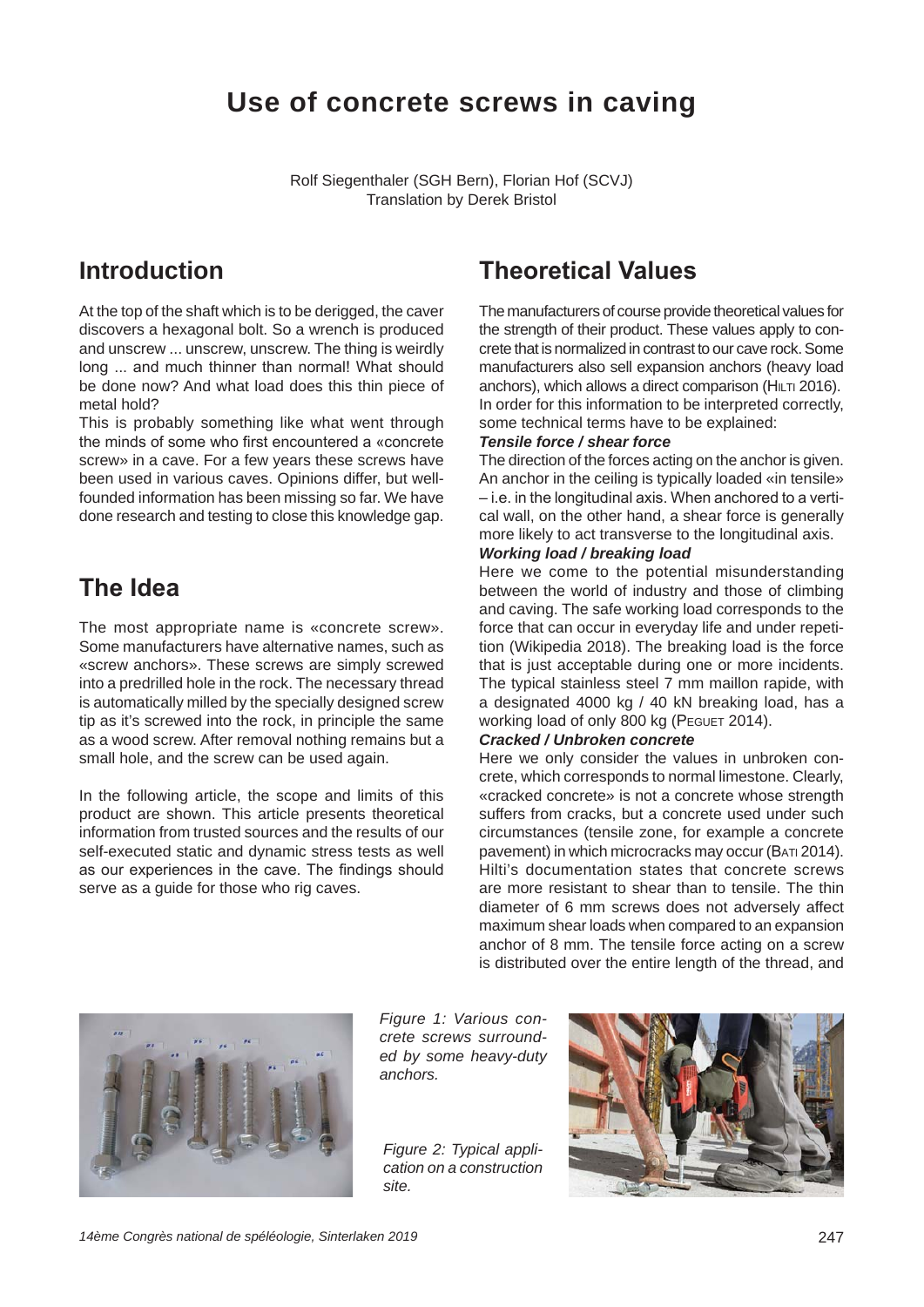# Use of concrete screws in caving

Rolf Siegenthaler (SGH Bern), Florian Hof (SCVJ)
Translation by Derek Bristol

## Introduction

At the top of the shaft which is to be derigged, the caver discovers a hexagonal bolt. So a wrench is produced and unscrew ... unscrew, unscrew. The thing is weirdly long ... and much thinner than normal! What should be done now? And what load does this thin piece of metal hold?

This is probably something like what went through the minds of some who first encountered a «concrete screw» in a cave. For a few years these screws have been used in various caves. Opinions differ, but well-founded information has been missing so far. We have done research and testing to close this knowledge gap.

## The Idea

The most appropriate name is «concrete screw». Some manufacturers have alternative names, such as «screw anchors». These screws are simply screwed into a predrilled hole in the rock. The necessary thread is automatically milled by the specially designed screw tip as it's screwed into the rock, in principle the same as a wood screw. After removal nothing remains but a small hole, and the screw can be used again.

In the following article, the scope and limits of this product are shown. This article presents theoretical information from trusted sources and the results of our self-executed static and dynamic stress tests as well as our experiences in the cave. The findings should serve as a guide for those who rig caves.

## Theoretical Values

The manufacturers of course provide theoretical values for the strength of their product. These values apply to concrete that is normalized in contrast to our cave rock. Some manufacturers also sell expansion anchors (heavy load anchors), which allows a direct comparison (Hilti 2016). In order for this information to be interpreted correctly, some technical terms have to be explained:

***Tensile force / shear force***

The direction of the forces acting on the anchor is given. An anchor in the ceiling is typically loaded «in tensile» – i.e. in the longitudinal axis. When anchored to a vertical wall, on the other hand, a shear force is generally more likely to act transverse to the longitudinal axis.

***Working load / breaking load***

Here we come to the potential misunderstanding between the world of industry and those of climbing and caving. The safe working load corresponds to the force that can occur in everyday life and under repetition (Wikipedia 2018). The breaking load is the force that is just acceptable during one or more incidents. The typical stainless steel 7 mm maillon rapide, with a designated 4000 kg / 40 kN breaking load, has a working load of only 800 kg (Peguet 2014).

***Cracked / Unbroken concrete***

Here we only consider the values in unbroken concrete, which corresponds to normal limestone. Clearly, «cracked concrete» is not a concrete whose strength suffers from cracks, but a concrete used under such circumstances (tensile zone, for example a concrete pavement) in which microcracks may occur (Bati 2014). Hilti's documentation states that concrete screws are more resistant to shear than to tensile. The thin diameter of 6 mm screws does not adversely affect maximum shear loads when compared to an expansion anchor of 8 mm. The tensile force acting on a screw is distributed over the entire length of the thread, and

*Figure 1: Various concrete screws surrounded by some heavy-duty anchors.*

*Figure 2: Typical application on a construction site.*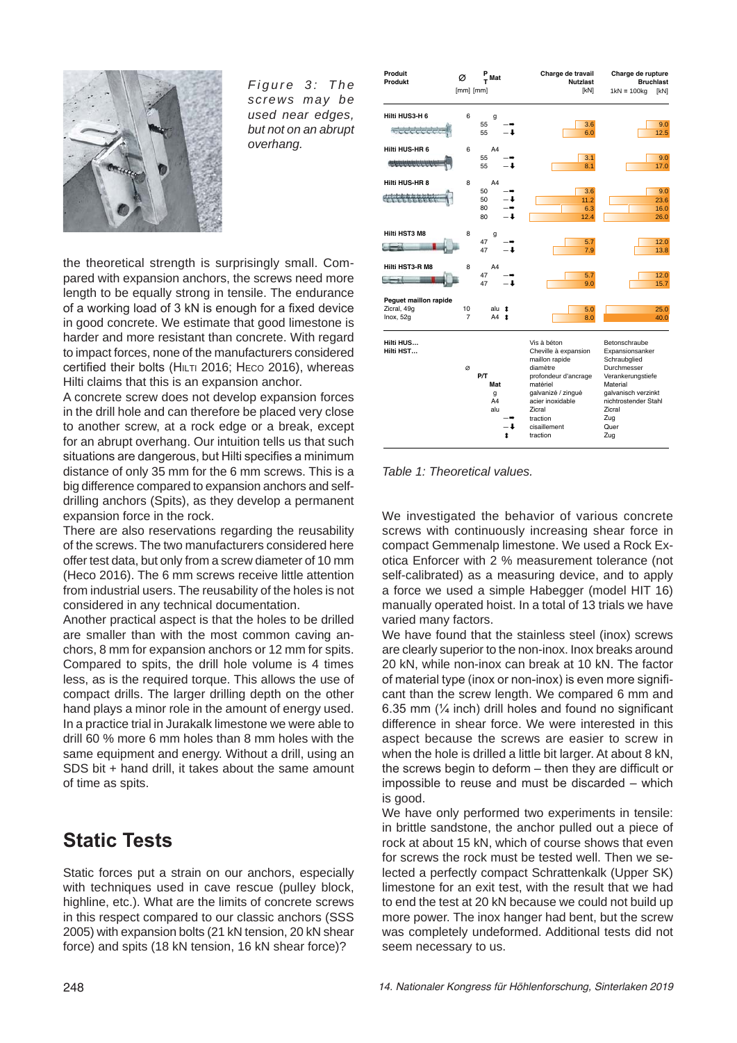*Figure 3: The screws may be used near edges, but not on an abrupt overhang.*

| Produit Produkt | Ø [mm] | P T [mm] | Mat | | Charge de travail Nutzlast [kN] | Charge de rupture Bruchlast 1kN = 100kg [kN] |
|---|---|---|---|---|---|---|
| Hilti HUS3-H 6 | 6 | | g | | | |
| | | 55 | | → | 3.6 | 9.0 |
| | | 55 | | ↓ | 6.0 | 12.5 |
| Hilti HUS-HR 6 | 6 | | A4 | | | |
| | | 55 | | → | 3.1 | 9.0 |
| | | 55 | | ↓ | 8.1 | 17.0 |
| Hilti HUS-HR 8 | 8 | | A4 | | | |
| | | 50 | | → | 3.6 | 9.0 |
| | | 50 | | ↓ | 11.2 | 23.6 |
| | | 80 | | → | 6.3 | 16.0 |
| | | 80 | | ↓ | 12.4 | 26.0 |
| Hilti HST3 M8 | 8 | | g | | | |
| | | 47 | | → | 5.7 | 12.0 |
| | | 47 | | ↓ | 7.9 | 13.8 |
| Hilti HST3-R M8 | 8 | | A4 | | | |
| | | 47 | | → | 5.7 | 12.0 |
| | | 47 | | ↓ | 9.0 | 15.7 |
| Peguet maillon rapide | | | | | | |
| Zicral, 49g | 10 | | alu | ↕ | 5.0 | 25.0 |
| Inox, 52g | 7 | | A4 | ↕ | 8.0 | 40.0 |

| | | Français | Deutsch |
|---|---|---|---|
| Hilti HUS… | | Vis à béton | Betonschraube |
| Hilti HST… | | Cheville à expansion | Expansionsanker |
| | | maillon rapide | Schraubglied |
| | Ø | diamètre | Durchmesser |
| | P/T | profondeur d'ancrage | Verankerungstiefe |
| | Mat | matériel | Material |
| | g | galvanizé / zingué | galvanisch verzinkt |
| | A4 | acier inoxidable | nichtrostender Stahl |
| | alu | Zicral | Zicral |
| | → | traction | Zug |
| | ↓ | cisaillement | Quer |
| | ↕ | traction | Zug |

*Table 1: Theoretical values.*

the theoretical strength is surprisingly small. Compared with expansion anchors, the screws need more length to be equally strong in tensile. The endurance of a working load of 3 kN is enough for a fixed device in good concrete. We estimate that good limestone is harder and more resistant than concrete. With regard to impact forces, none of the manufacturers considered certified their bolts (Hilti 2016; Heco 2016), whereas Hilti claims that this is an expansion anchor.

A concrete screw does not develop expansion forces in the drill hole and can therefore be placed very close to another screw, at a rock edge or a break, except for an abrupt overhang. Our intuition tells us that such situations are dangerous, but Hilti specifies a minimum distance of only 35 mm for the 6 mm screws. This is a big difference compared to expansion anchors and self-drilling anchors (Spits), as they develop a permanent expansion force in the rock.

There are also reservations regarding the reusability of the screws. The two manufacturers considered here offer test data, but only from a screw diameter of 10 mm (Heco 2016). The 6 mm screws receive little attention from industrial users. The reusability of the holes is not considered in any technical documentation.

Another practical aspect is that the holes to be drilled are smaller than with the most common caving anchors, 8 mm for expansion anchors or 12 mm for spits. Compared to spits, the drill hole volume is 4 times less, as is the required torque. This allows the use of compact drills. The larger drilling depth on the other hand plays a minor role in the amount of energy used. In a practice trial in Jurakalk limestone we were able to drill 60 % more 6 mm holes than 8 mm holes with the same equipment and energy. Without a drill, using an SDS bit + hand drill, it takes about the same amount of time as spits.

## Static Tests

Static forces put a strain on our anchors, especially with techniques used in cave rescue (pulley block, highline, etc.). What are the limits of concrete screws in this respect compared to our classic anchors (SSS 2005) with expansion bolts (21 kN tension, 20 kN shear force) and spits (18 kN tension, 16 kN shear force)?

We investigated the behavior of various concrete screws with continuously increasing shear force in compact Gemmenalp limestone. We used a Rock Exotica Enforcer with 2 % measurement tolerance (not self-calibrated) as a measuring device, and to apply a force we used a simple Habegger (model HIT 16) manually operated hoist. In a total of 13 trials we have varied many factors.

We have found that the stainless steel (inox) screws are clearly superior to the non-inox. Inox breaks around 20 kN, while non-inox can break at 10 kN. The factor of material type (inox or non-inox) is even more significant than the screw length. We compared 6 mm and 6.35 mm (¼ inch) drill holes and found no significant difference in shear force. We were interested in this aspect because the screws are easier to screw in when the hole is drilled a little bit larger. At about 8 kN, the screws begin to deform – then they are difficult or impossible to reuse and must be discarded – which is good.

We have only performed two experiments in tensile: in brittle sandstone, the anchor pulled out a piece of rock at about 15 kN, which of course shows that even for screws the rock must be tested well. Then we selected a perfectly compact Schrattenkalk (Upper SK) limestone for an exit test, with the result that we had to end the test at 20 kN because we could not build up more power. The inox hanger had bent, but the screw was completely undeformed. Additional tests did not seem necessary to us.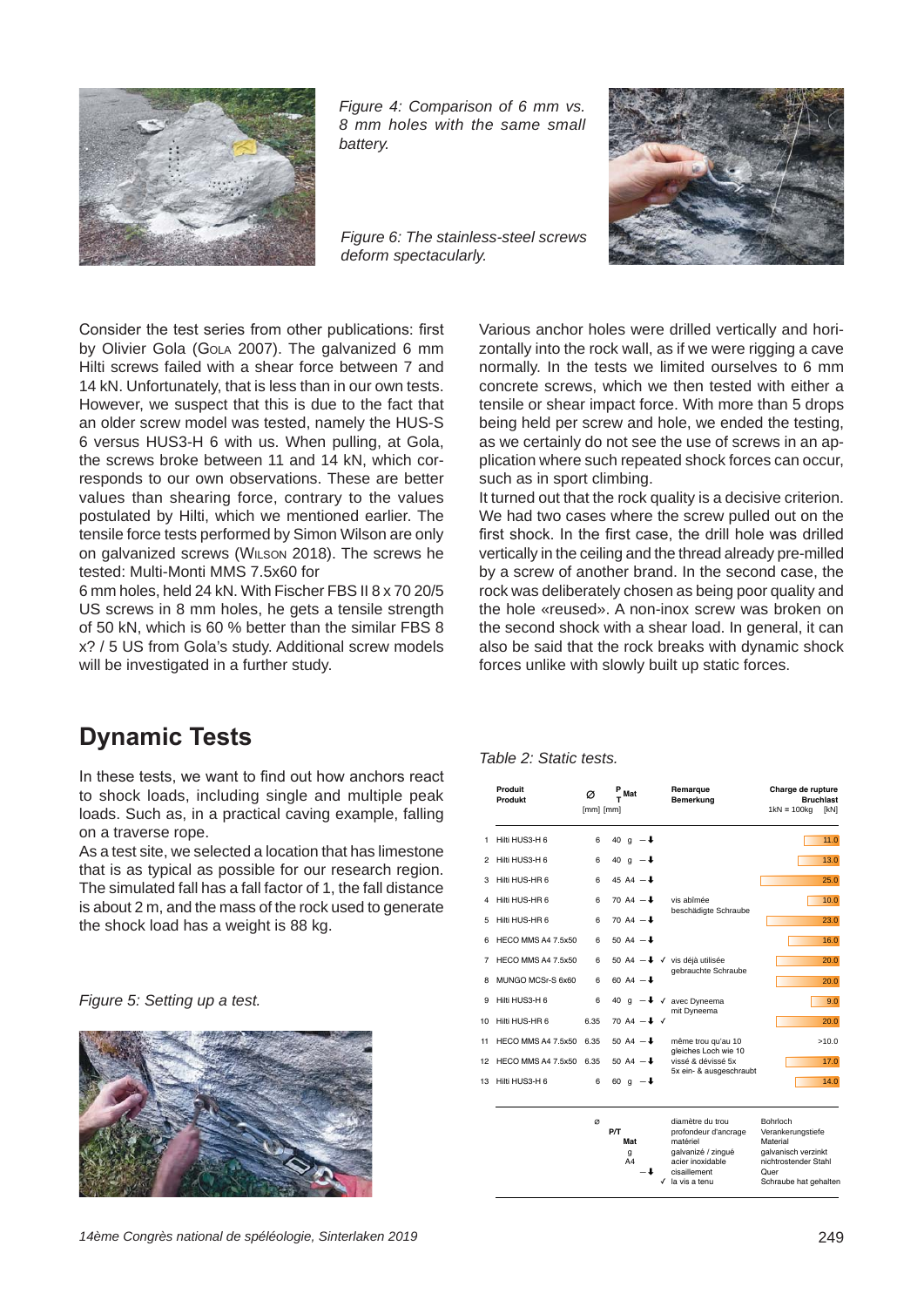*Figure 4: Comparison of 6 mm vs. 8 mm holes with the same small battery.*

*Figure 6: The stainless-steel screws deform spectacularly.*

Consider the test series from other publications: first by Olivier Gola (Gola 2007). The galvanized 6 mm Hilti screws failed with a shear force between 7 and 14 kN. Unfortunately, that is less than in our own tests. However, we suspect that this is due to the fact that an older screw model was tested, namely the HUS-S 6 versus HUS3-H 6 with us. When pulling, at Gola, the screws broke between 11 and 14 kN, which corresponds to our own observations. These are better values than shearing force, contrary to the values postulated by Hilti, which we mentioned earlier. The tensile force tests performed by Simon Wilson are only on galvanized screws (Wilson 2018). The screws he tested: Multi-Monti MMS 7.5x60 for 6 mm holes, held 24 kN. With Fischer FBS II 8 x 70 20/5 US screws in 8 mm holes, he gets a tensile strength of 50 kN, which is 60 % better than the similar FBS 8 x? / 5 US from Gola's study. Additional screw models will be investigated in a further study.

Various anchor holes were drilled vertically and horizontally into the rock wall, as if we were rigging a cave normally. In the tests we limited ourselves to 6 mm concrete screws, which we then tested with either a tensile or shear impact force. With more than 5 drops being held per screw and hole, we ended the testing, as we certainly do not see the use of screws in an application where such repeated shock forces can occur, such as in sport climbing.

It turned out that the rock quality is a decisive criterion. We had two cases where the screw pulled out on the first shock. In the first case, the drill hole was drilled vertically in the ceiling and the thread already pre-milled by a screw of another brand. In the second case, the rock was deliberately chosen as being poor quality and the hole «reused». A non-inox screw was broken on the second shock with a shear load. In general, it can also be said that the rock breaks with dynamic shock forces unlike with slowly built up static forces.

## Dynamic Tests

In these tests, we want to find out how anchors react to shock loads, including single and multiple peak loads. Such as, in a practical caving example, falling on a traverse rope.

As a test site, we selected a location that has limestone that is as typical as possible for our research region. The simulated fall has a fall factor of 1, the fall distance is about 2 m, and the mass of the rock used to generate the shock load has a weight is 88 kg.

*Figure 5: Setting up a test.*

*Table 2: Static tests.*

| | Produit / Produkt | Ø [mm] | P/T [mm] | Mat | | | Remarque / Bemerkung | Charge de rupture / Bruchlast 1kN = 100kg [kN] |
|---|---|---|---|---|---|---|---|---|
| 1 | Hilti HUS3-H 6 | 6 | 40 | g | –⬇ | | | 11.0 |
| 2 | Hilti HUS3-H 6 | 6 | 40 | g | –⬇ | | | 13.0 |
| 3 | Hilti HUS-HR 6 | 6 | 45 | A4 | –⬇ | | | 25.0 |
| 4 | Hilti HUS-HR 6 | 6 | 70 | A4 | –⬇ | | vis abîmée / beschädigte Schraube | 10.0 |
| 5 | Hilti HUS-HR 6 | 6 | 70 | A4 | –⬇ | | | 23.0 |
| 6 | HECO MMS A4 7.5x50 | 6 | 50 | A4 | –⬇ | | | 16.0 |
| 7 | HECO MMS A4 7.5x50 | 6 | 50 | A4 | –⬇ | ✓ | vis déjà utilisée / gebrauchte Schraube | 20.0 |
| 8 | MUNGO MCSr-S 6x60 | 6 | 60 | A4 | –⬇ | | | 20.0 |
| 9 | Hilti HUS3-H 6 | 6 | 40 | g | –⬇ | ✓ | avec Dyneema / mit Dyneema | 9.0 |
| 10 | Hilti HUS-HR 6 | 6.35 | 70 | A4 | –⬇ | ✓ | | 20.0 |
| 11 | HECO MMS A4 7.5x50 | 6.35 | 50 | A4 | –⬇ | | même trou qu'au 10 / gleiches Loch wie 10 | >10.0 |
| 12 | HECO MMS A4 7.5x50 | 6.35 | 50 | A4 | –⬇ | | vissé & dévissé 5x / 5x ein- & ausgeschraubt | 17.0 |
| 13 | Hilti HUS3-H 6 | 6 | 60 | g | –⬇ | | | 14.0 |

| Symbol | Français | Deutsch |
|---|---|---|
| Ø | diamètre du trou | Bohrloch |
| P/T | profondeur d'ancrage | Verankerungstiefe |
| Mat | matériel | Material |
| g | galvanizé / zingué | galvanisch verzinkt |
| A4 | acier inoxidable | nichtrostender Stahl |
| –⬇ | cisaillement | Quer |
| ✓ | la vis a tenu | Schraube hat gehalten |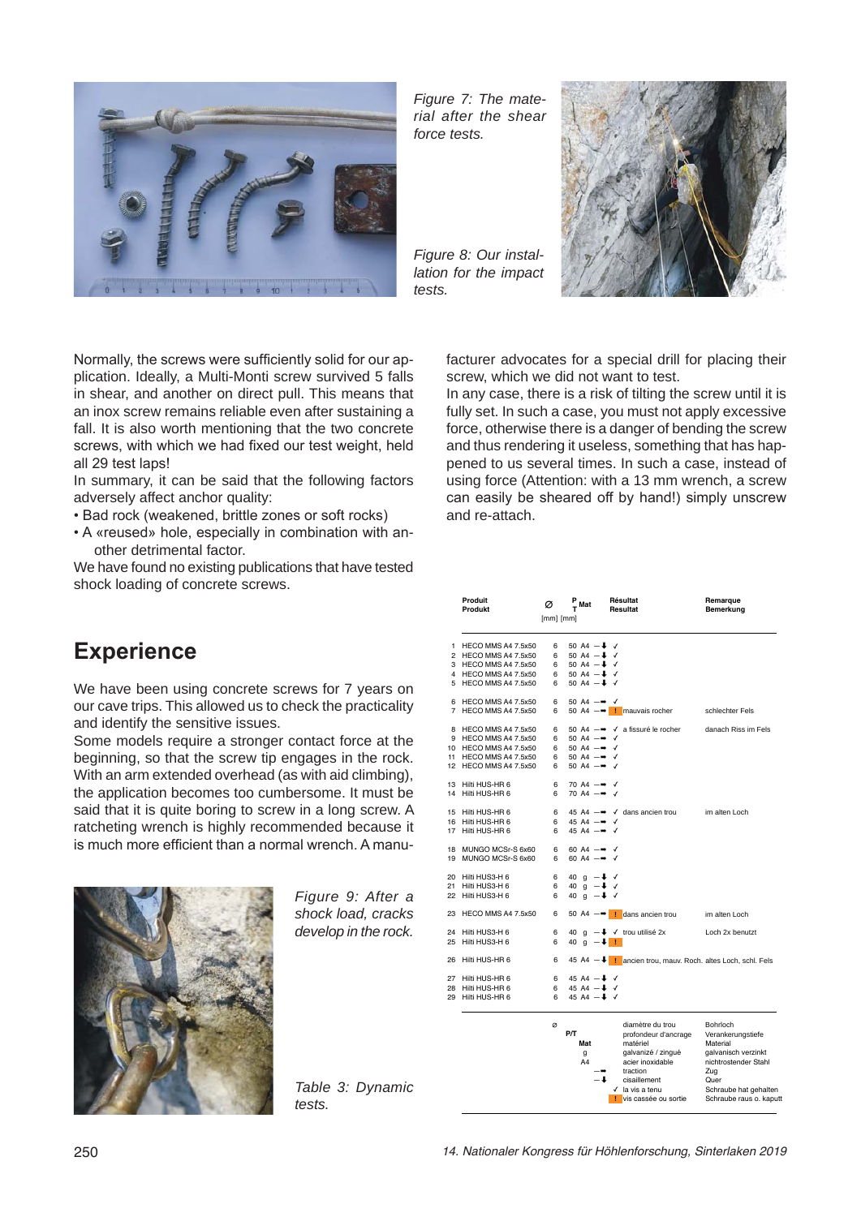*Figure 7: The material after the shear force tests.*

*Figure 8: Our installation for the impact tests.*

Normally, the screws were sufficiently solid for our application. Ideally, a Multi-Monti screw survived 5 falls in shear, and another on direct pull. This means that an inox screw remains reliable even after sustaining a fall. It is also worth mentioning that the two concrete screws, with which we had fixed our test weight, held all 29 test laps!

In summary, it can be said that the following factors adversely affect anchor quality:

- Bad rock (weakened, brittle zones or soft rocks)
- A «reused» hole, especially in combination with another detrimental factor.

We have found no existing publications that have tested shock loading of concrete screws.

## Experience

We have been using concrete screws for 7 years on our cave trips. This allowed us to check the practicality and identify the sensitive issues.

Some models require a stronger contact force at the beginning, so that the screw tip engages in the rock. With an arm extended overhead (as with aid climbing), the application becomes too cumbersome. It must be said that it is quite boring to screw in a long screw. A ratcheting wrench is highly recommended because it is much more efficient than a normal wrench. A manufacturer advocates for a special drill for placing their screw, which we did not want to test.

In any case, there is a risk of tilting the screw until it is fully set. In such a case, you must not apply excessive force, otherwise there is a danger of bending the screw and thus rendering it useless, something that has happened to us several times. In such a case, instead of using force (Attention: with a 13 mm wrench, a screw can easily be sheared off by hand!) simply unscrew and re-attach.

*Figure 9: After a shock load, cracks develop in the rock.*

| | Produit / Produkt | Ø [mm] | P/T [mm] | Mat | | Résultat / Resultat | | Remarque / Bemerkung |
|---|---|---|---|---|---|---|---|---|
| 1 | HECO MMS A4 7.5x50 | 6 | 50 | A4 | –⬇ | ✓ | | |
| 2 | HECO MMS A4 7.5x50 | 6 | 50 | A4 | –⬇ | ✓ | | |
| 3 | HECO MMS A4 7.5x50 | 6 | 50 | A4 | –⬇ | ✓ | | |
| 4 | HECO MMS A4 7.5x50 | 6 | 50 | A4 | –⬇ | ✓ | | |
| 5 | HECO MMS A4 7.5x50 | 6 | 50 | A4 | –⬇ | ✓ | | |
| 6 | HECO MMS A4 7.5x50 | 6 | 50 | A4 | –➡ | ✓ | | |
| 7 | HECO MMS A4 7.5x50 | 6 | 50 | A4 | –➡ | ! | mauvais rocher | schlechter Fels |
| 8 | HECO MMS A4 7.5x50 | 6 | 50 | A4 | –➡ | ✓ | a fissuré le rocher | danach Riss im Fels |
| 9 | HECO MMS A4 7.5x50 | 6 | 50 | A4 | –➡ | ✓ | | |
| 10 | HECO MMS A4 7.5x50 | 6 | 50 | A4 | –➡ | ✓ | | |
| 11 | HECO MMS A4 7.5x50 | 6 | 50 | A4 | –➡ | ✓ | | |
| 12 | HECO MMS A4 7.5x50 | 6 | 50 | A4 | –➡ | ✓ | | |
| 13 | Hilti HUS-HR 6 | 6 | 70 | A4 | –➡ | ✓ | | |
| 14 | Hilti HUS-HR 6 | 6 | 70 | A4 | –➡ | ✓ | | |
| 15 | Hilti HUS-HR 6 | 6 | 45 | A4 | –➡ | ✓ | dans ancien trou | im alten Loch |
| 16 | Hilti HUS-HR 6 | 6 | 45 | A4 | –➡ | ✓ | | |
| 17 | Hilti HUS-HR 6 | 6 | 45 | A4 | –➡ | ✓ | | |
| 18 | MUNGO MCSr-S 6x60 | 6 | 60 | A4 | –➡ | ✓ | | |
| 19 | MUNGO MCSr-S 6x60 | 6 | 60 | A4 | –➡ | ✓ | | |
| 20 | Hilti HUS3-H 6 | 6 | 40 | g | –⬇ | ✓ | | |
| 21 | Hilti HUS3-H 6 | 6 | 40 | g | –⬇ | ✓ | | |
| 22 | Hilti HUS3-H 6 | 6 | 40 | g | –⬇ | ✓ | | |
| 23 | HECO MMS A4 7.5x50 | 6 | 50 | A4 | –➡ | ! | dans ancien trou | im alten Loch |
| 24 | Hilti HUS3-H 6 | 6 | 40 | g | –⬇ | ✓ | trou utilisé 2x | Loch 2x benutzt |
| 25 | Hilti HUS3-H 6 | 6 | 40 | g | –⬇ | ! | | |
| 26 | Hilti HUS-HR 6 | 6 | 45 | A4 | –⬇ | ! | ancien trou, mauv. Roch. | altes Loch, schl. Fels |
| 27 | Hilti HUS-HR 6 | 6 | 45 | A4 | –⬇ | ✓ | | |
| 28 | Hilti HUS-HR 6 | 6 | 45 | A4 | –⬇ | ✓ | | |
| 29 | Hilti HUS-HR 6 | 6 | 45 | A4 | –⬇ | ✓ | | |

| Symbol | Français | Deutsch |
|---|---|---|
| Ø | diamètre du trou | Bohrloch |
| P/T | profondeur d'ancrage | Verankerungstiefe |
| Mat | matériel | Material |
| g | galvanizé / zingué | galvanisch verzinkt |
| A4 | acier inoxidable | nichtrostender Stahl |
| –➡ | traction | Zug |
| –⬇ | cisaillement | Quer |
| ✓ | la vis a tenu | Schraube hat gehalten |
| ! | vis cassée ou sortie | Schraube raus o. kaputt |

*Table 3: Dynamic tests.*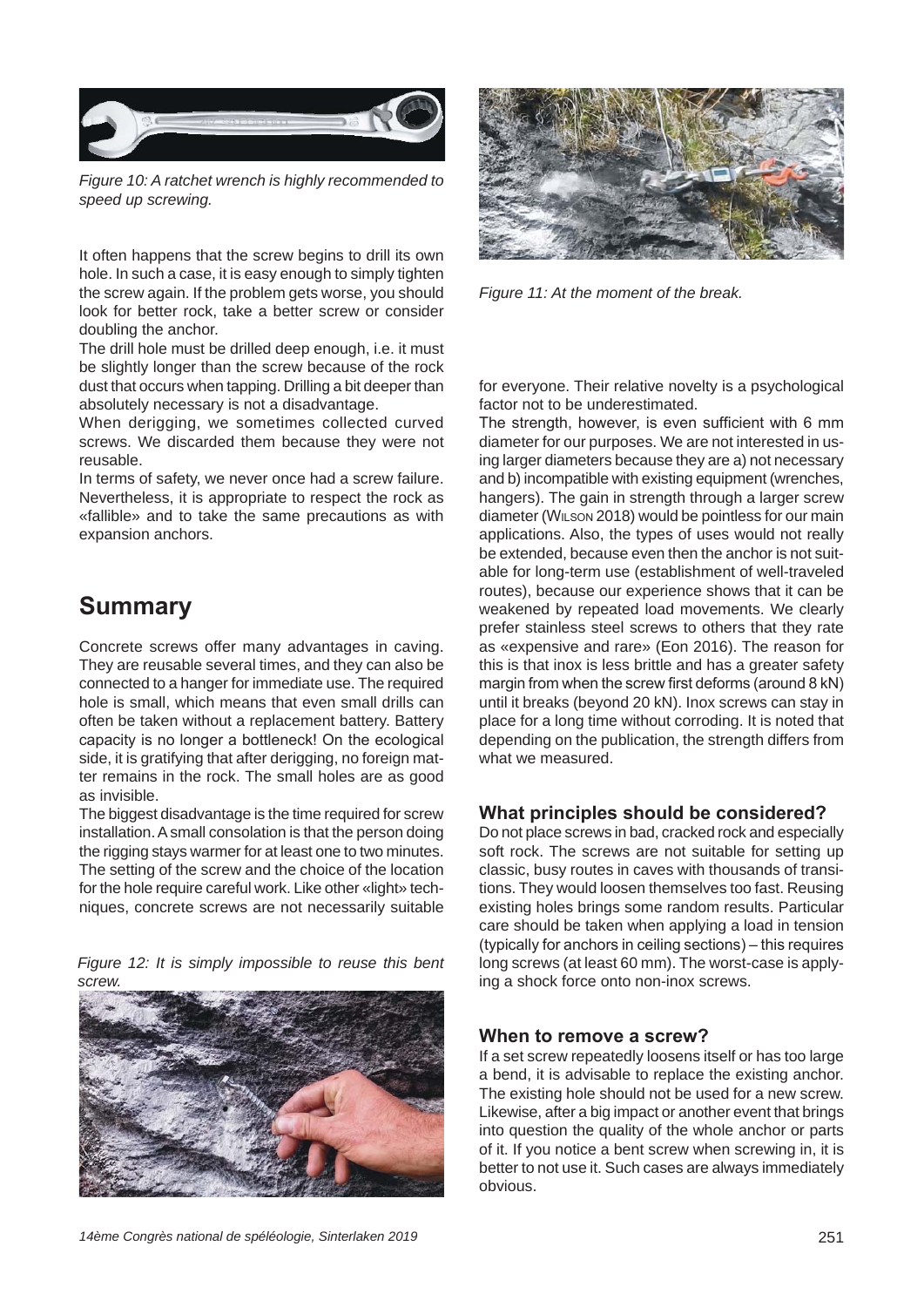Figure 10: A ratchet wrench is highly recommended to speed up screwing.

It often happens that the screw begins to drill its own hole. In such a case, it is easy enough to simply tighten the screw again. If the problem gets worse, you should look for better rock, take a better screw or consider doubling the anchor.

The drill hole must be drilled deep enough, i.e. it must be slightly longer than the screw because of the rock dust that occurs when tapping. Drilling a bit deeper than absolutely necessary is not a disadvantage.

When derigging, we sometimes collected curved screws. We discarded them because they were not reusable.

In terms of safety, we never once had a screw failure. Nevertheless, it is appropriate to respect the rock as «fallible» and to take the same precautions as with expansion anchors.

## Summary

Concrete screws offer many advantages in caving. They are reusable several times, and they can also be connected to a hanger for immediate use. The required hole is small, which means that even small drills can often be taken without a replacement battery. Battery capacity is no longer a bottleneck! On the ecological side, it is gratifying that after derigging, no foreign matter remains in the rock. The small holes are as good as invisible.

The biggest disadvantage is the time required for screw installation. A small consolation is that the person doing the rigging stays warmer for at least one to two minutes. The setting of the screw and the choice of the location for the hole require careful work. Like other «light» techniques, concrete screws are not necessarily suitable for everyone. Their relative novelty is a psychological factor not to be underestimated.

*Figure 12: It is simply impossible to reuse this bent screw.*

*Figure 11: At the moment of the break.*

The strength, however, is even sufficient with 6 mm diameter for our purposes. We are not interested in using larger diameters because they are a) not necessary and b) incompatible with existing equipment (wrenches, hangers). The gain in strength through a larger screw diameter (Wilson 2018) would be pointless for our main applications. Also, the types of uses would not really be extended, because even then the anchor is not suitable for long-term use (establishment of well-traveled routes), because our experience shows that it can be weakened by repeated load movements. We clearly prefer stainless steel screws to others that they rate as «expensive and rare» (Eon 2016). The reason for this is that inox is less brittle and has a greater safety margin from when the screw first deforms (around 8 kN) until it breaks (beyond 20 kN). Inox screws can stay in place for a long time without corroding. It is noted that depending on the publication, the strength differs from what we measured.

### What principles should be considered?

Do not place screws in bad, cracked rock and especially soft rock. The screws are not suitable for setting up classic, busy routes in caves with thousands of transitions. They would loosen themselves too fast. Reusing existing holes brings some random results. Particular care should be taken when applying a load in tension (typically for anchors in ceiling sections) – this requires long screws (at least 60 mm). The worst-case is applying a shock force onto non-inox screws.

### When to remove a screw?

If a set screw repeatedly loosens itself or has too large a bend, it is advisable to replace the existing anchor. The existing hole should not be used for a new screw. Likewise, after a big impact or another event that brings into question the quality of the whole anchor or parts of it. If you notice a bent screw when screwing in, it is better to not use it. Such cases are always immediately obvious.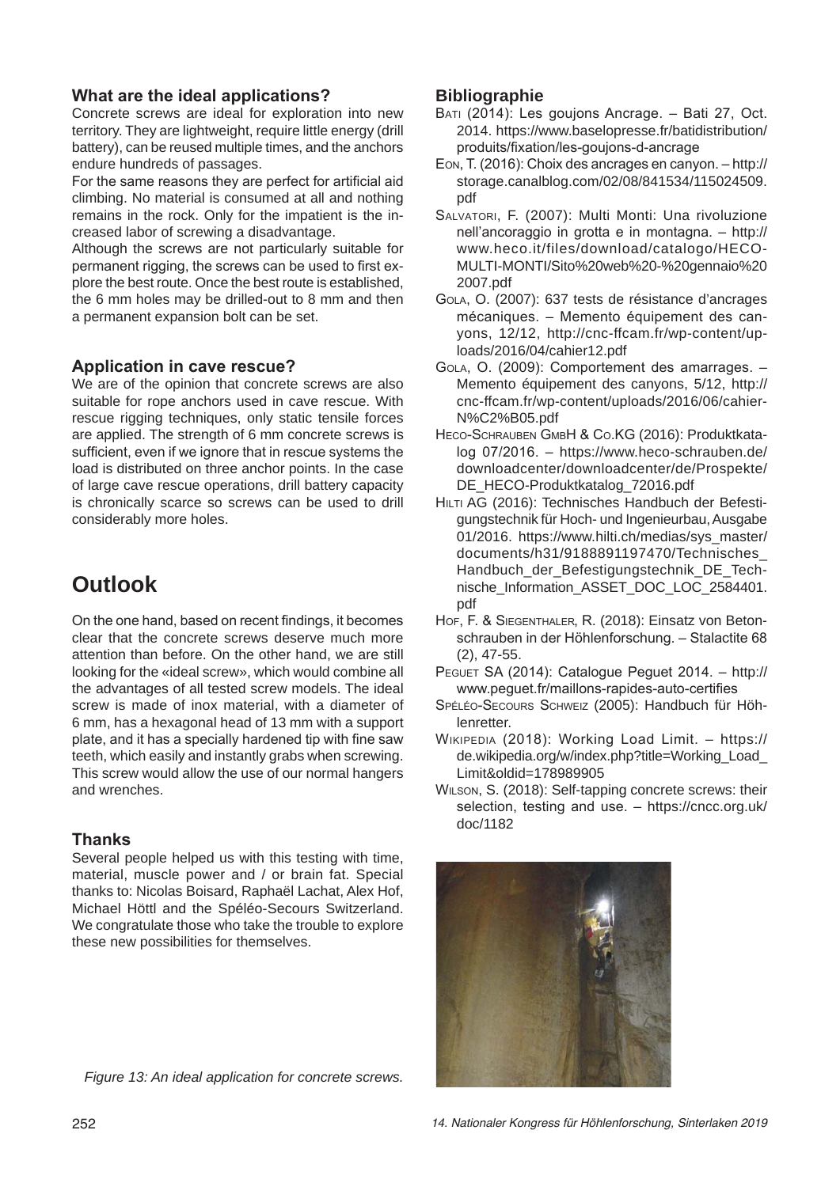### What are the ideal applications?

Concrete screws are ideal for exploration into new territory. They are lightweight, require little energy (drill battery), can be reused multiple times, and the anchors endure hundreds of passages.

For the same reasons they are perfect for artificial aid climbing. No material is consumed at all and nothing remains in the rock. Only for the impatient is the increased labor of screwing a disadvantage.

Although the screws are not particularly suitable for permanent rigging, the screws can be used to first explore the best route. Once the best route is established, the 6 mm holes may be drilled-out to 8 mm and then a permanent expansion bolt can be set.

### Application in cave rescue?

We are of the opinion that concrete screws are also suitable for rope anchors used in cave rescue. With rescue rigging techniques, only static tensile forces are applied. The strength of 6 mm concrete screws is sufficient, even if we ignore that in rescue systems the load is distributed on three anchor points. In the case of large cave rescue operations, drill battery capacity is chronically scarce so screws can be used to drill considerably more holes.

## Outlook

On the one hand, based on recent findings, it becomes clear that the concrete screws deserve much more attention than before. On the other hand, we are still looking for the «ideal screw», which would combine all the advantages of all tested screw models. The ideal screw is made of inox material, with a diameter of 6 mm, has a hexagonal head of 13 mm with a support plate, and it has a specially hardened tip with fine saw teeth, which easily and instantly grabs when screwing. This screw would allow the use of our normal hangers and wrenches.

### Thanks

Several people helped us with this testing with time, material, muscle power and / or brain fat. Special thanks to: Nicolas Boisard, Raphaël Lachat, Alex Hof, Michael Höttl and the Spéléo-Secours Switzerland. We congratulate those who take the trouble to explore these new possibilities for themselves.

*Figure 13: An ideal application for concrete screws.*

### Bibliographie

Bati (2014): Les goujons Ancrage. – Bati 27, Oct. 2014. https://www.baselopresse.fr/batidistribution/produits/fixation/les-goujons-d-ancrage

Eon, T. (2016): Choix des ancrages en canyon. – http://storage.canalblog.com/02/08/841534/115024509.pdf

Salvatori, F. (2007): Multi Monti: Una rivoluzione nell'ancoraggio in grotta e in montagna. – http://www.heco.it/files/download/catalogo/HECO-MULTI-MONTI/Sito%20web%20-%20gennaio%202007.pdf

Gola, O. (2007): 637 tests de résistance d'ancrages mécaniques. – Memento équipement des canyons, 12/12, http://cnc-ffcam.fr/wp-content/uploads/2016/04/cahier12.pdf

Gola, O. (2009): Comportement des amarrages. – Memento équipement des canyons, 5/12, http://cnc-ffcam.fr/wp-content/uploads/2016/06/cahier-N%C2%B05.pdf

Heco-Schrauben GmbH & Co.KG (2016): Produktkatalog 07/2016. – https://www.heco-schrauben.de/downloadcenter/downloadcenter/de/Prospekte/DE_HECO-Produktkatalog_72016.pdf

Hilti AG (2016): Technisches Handbuch der Befestigungstechnik für Hoch- und Ingenieurbau, Ausgabe 01/2016. https://www.hilti.ch/medias/sys_master/documents/h31/9188891197470/Technisches_Handbuch_der_Befestigungstechnik_DE_Technische_Information_ASSET_DOC_LOC_2584401.pdf

Hof, F. & Siegenthaler, R. (2018): Einsatz von Betonschrauben in der Höhlenforschung. – Stalactite 68 (2), 47-55.

Peguet SA (2014): Catalogue Peguet 2014. – http://www.peguet.fr/maillons-rapides-auto-certifies

Spéléo-Secours Schweiz (2005): Handbuch für Höhlenretter.

Wikipedia (2018): Working Load Limit. – https://de.wikipedia.org/w/index.php?title=Working_Load_Limit&oldid=178989905

Wilson, S. (2018): Self-tapping concrete screws: their selection, testing and use. – https://cncc.org.uk/doc/1182